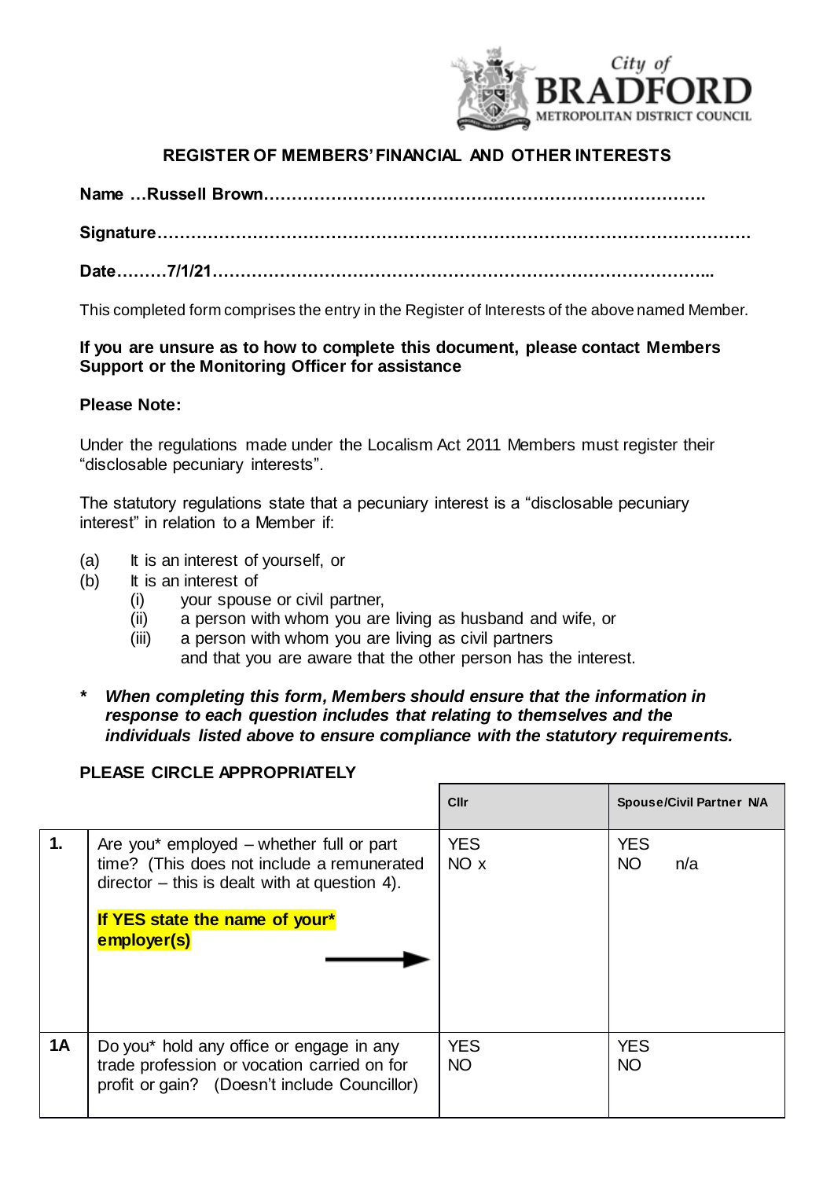City of BRADFORD METROPOLITAN DISTRICT COUNCIL

## REGISTER OF MEMBERS' FINANCIAL AND OTHER INTERESTS

**Name …Russell Brown……………………………………………………………………….**

**Signature………………………………………………………………………………………….**

**Date………7/1/21……………………………………………………………………………...**

This completed form comprises the entry in the Register of Interests of the above named Member.

**If you are unsure as to how to complete this document, please contact Members Support or the Monitoring Officer for assistance**

**Please Note:**

Under the regulations made under the Localism Act 2011 Members must register their "disclosable pecuniary interests".

The statutory regulations state that a pecuniary interest is a "disclosable pecuniary interest" in relation to a Member if:

(a) It is an interest of yourself, or
(b) It is an interest of
    (i) your spouse or civil partner,
    (ii) a person with whom you are living as husband and wife, or
    (iii) a person with whom you are living as civil partners
    and that you are aware that the other person has the interest.

**\*** ***When completing this form, Members should ensure that the information in response to each question includes that relating to themselves and the individuals listed above to ensure compliance with the statutory requirements.***

**PLEASE CIRCLE APPROPRIATELY**

| | | Cllr | Spouse/Civil Partner N/A |
|---|---|---|---|
| **1.** | Are you* employed – whether full or part time? (This does not include a remunerated director – this is dealt with at question 4).<br><br>**If YES state the name of your* employer(s)** → | YES<br>NO x | YES<br>NO n/a |
| **1A** | Do you* hold any office or engage in any trade profession or vocation carried on for profit or gain? (Doesn't include Councillor) | YES<br>NO | YES<br>NO |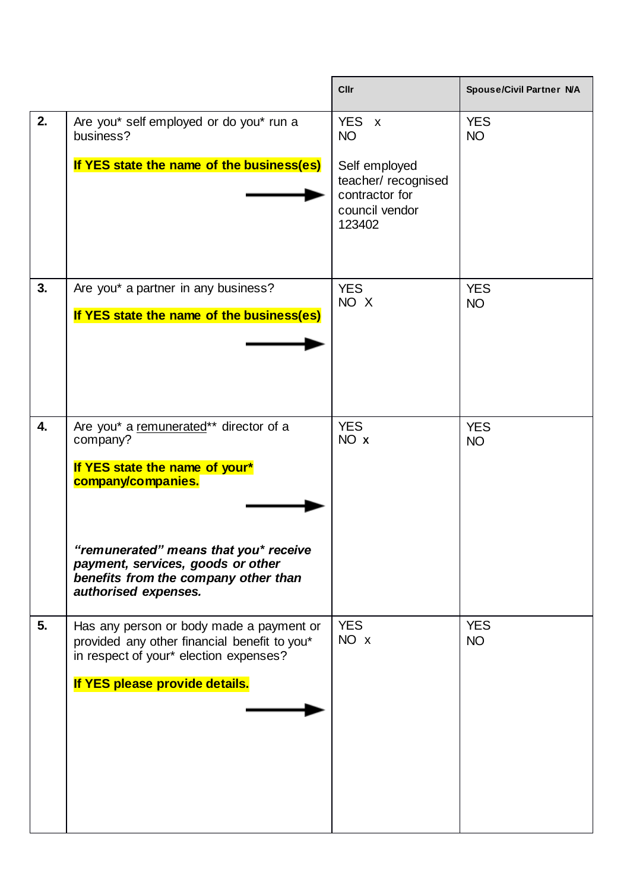| | | Cllr | Spouse/Civil Partner N/A |
|---|---|---|---|
| **2.** | Are you* self employed or do you* run a business?<br><br>**If YES state the name of the business(es)** → | YES x<br>NO<br><br>Self employed teacher/ recognised contractor for council vendor 123402 | YES<br>NO |
| **3.** | Are you* a partner in any business?<br><br>**If YES state the name of the business(es)** → | YES<br>NO X | YES<br>NO |
| **4.** | Are you* a remunerated** director of a company?<br><br>**If YES state the name of your* company/companies.** →<br><br>***"remunerated" means that you* receive payment, services, goods or other benefits from the company other than authorised expenses.*** | YES<br>NO **x** | YES<br>NO |
| **5.** | Has any person or body made a payment or provided any other financial benefit to you* in respect of your* election expenses?<br><br>**If YES please provide details.** → | YES<br>NO x | YES<br>NO |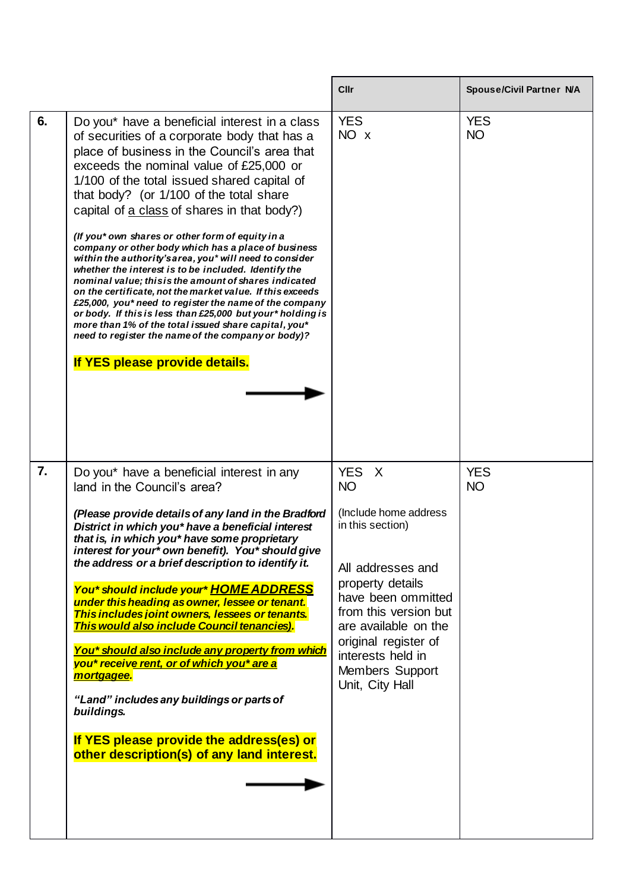| | | Cllr | Spouse/Civil Partner N/A |
|---|---|---|---|
| **6.** | Do you* have a beneficial interest in a class of securities of a corporate body that has a place of business in the Council's area that exceeds the nominal value of £25,000 or 1/100 of the total issued shared capital of that body? (or 1/100 of the total share capital of <u>a class</u> of shares in that body?)<br><br>***(If you* own shares or other form of equity in a company or other body which has a place of business within the authority's area, you* will need to consider whether the interest is to be included. Identify the nominal value; this is the amount of shares indicated on the certificate, not the market value. If this exceeds £25,000, you* need to register the name of the company or body. If this is less than £25,000 but your* holding is more than 1% of the total issued share capital, you* need to register the name of the company or body)?***<br><br>**If YES please provide details.**<br><br>→ | YES<br>NO x | YES<br>NO |
| **7.** | Do you* have a beneficial interest in any land in the Council's area?<br><br>***(Please provide details of any land in the Bradford District in which you* have a beneficial interest that is, in which you* have some proprietary interest for your* own benefit). You* should give the address or a brief description to identify it.***<br><br>***You* should include your* <u>HOME ADDRESS</u> under this heading as owner, lessee or tenant. This includes joint owners, lessees or tenants. <u>This would also include Council tenancies)</u>.***<br><br>***<u>You* should also include any property from which you* receive rent, or of which you* are a mortgagee</u>.***<br><br>***"Land" includes any buildings or parts of buildings.***<br><br>**If YES please provide the address(es) or other description(s) of any land interest.**<br><br>→ | YES X<br>NO<br><br>(Include home address in this section)<br><br>All addresses and property details have been ommitted from this version but are available on the original register of interests held in Members Support Unit, City Hall | YES<br>NO |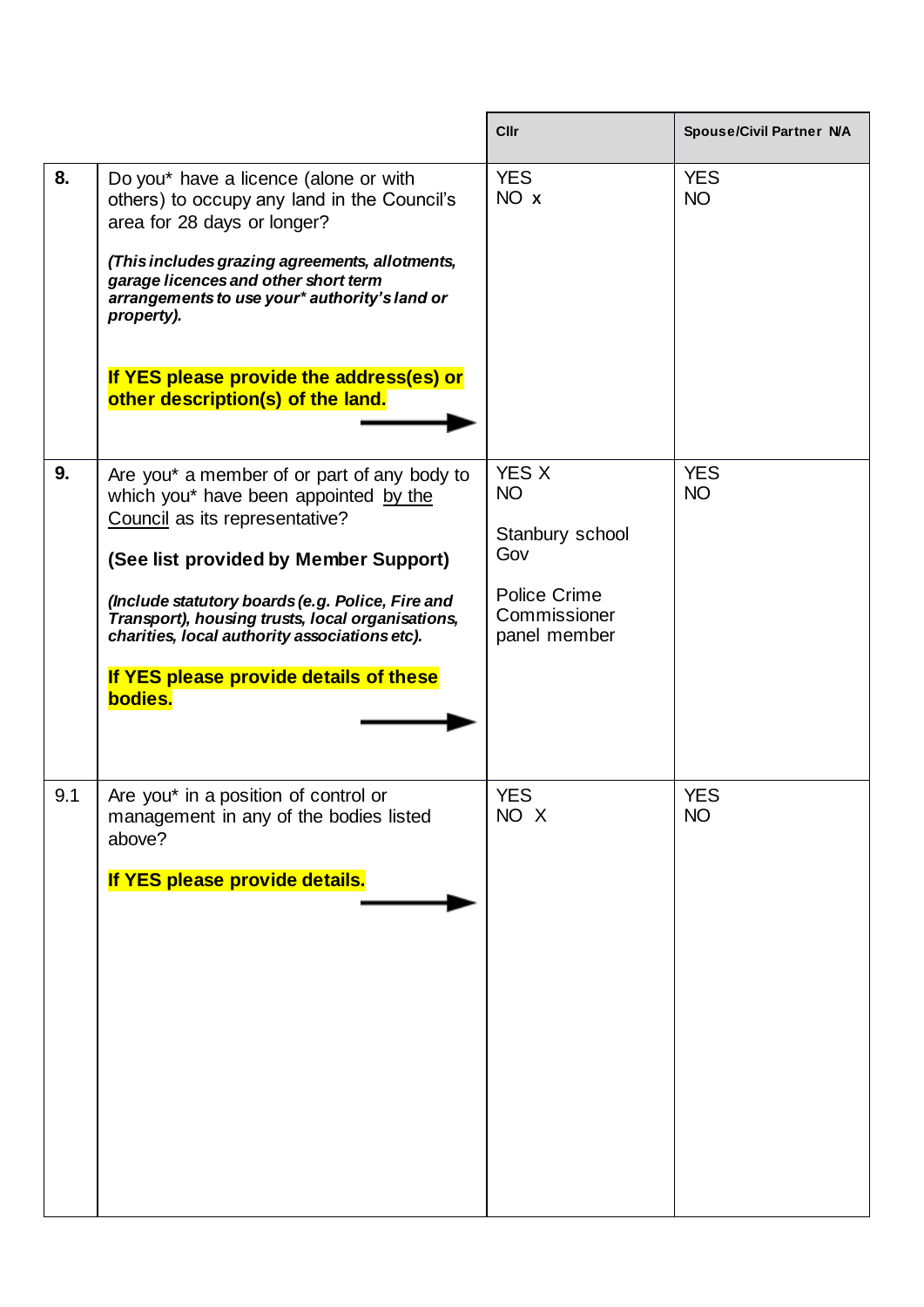| | | Cllr | Spouse/Civil Partner N/A |
|---|---|---|---|
| **8.** | Do you* have a licence (alone or with others) to occupy any land in the Council's area for 28 days or longer?<br><br>***(This includes grazing agreements, allotments, garage licences and other short term arrangements to use your* authority's land or property).***<br><br>**If YES please provide the address(es) or other description(s) of the land.** → | YES<br>NO x | YES<br>NO |
| **9.** | Are you* a member of or part of any body to which you* have been appointed by the Council as its representative?<br><br>**(See list provided by Member Support)**<br><br>***(Include statutory boards (e.g. Police, Fire and Transport), housing trusts, local organisations, charities, local authority associations etc).***<br><br>**If YES please provide details of these bodies.** → | YES X<br>NO<br><br>Stanbury school Gov<br><br>Police Crime Commissioner panel member | YES<br>NO |
| 9.1 | Are you* in a position of control or management in any of the bodies listed above?<br><br>**If YES please provide details.** → | YES<br>NO X | YES<br>NO |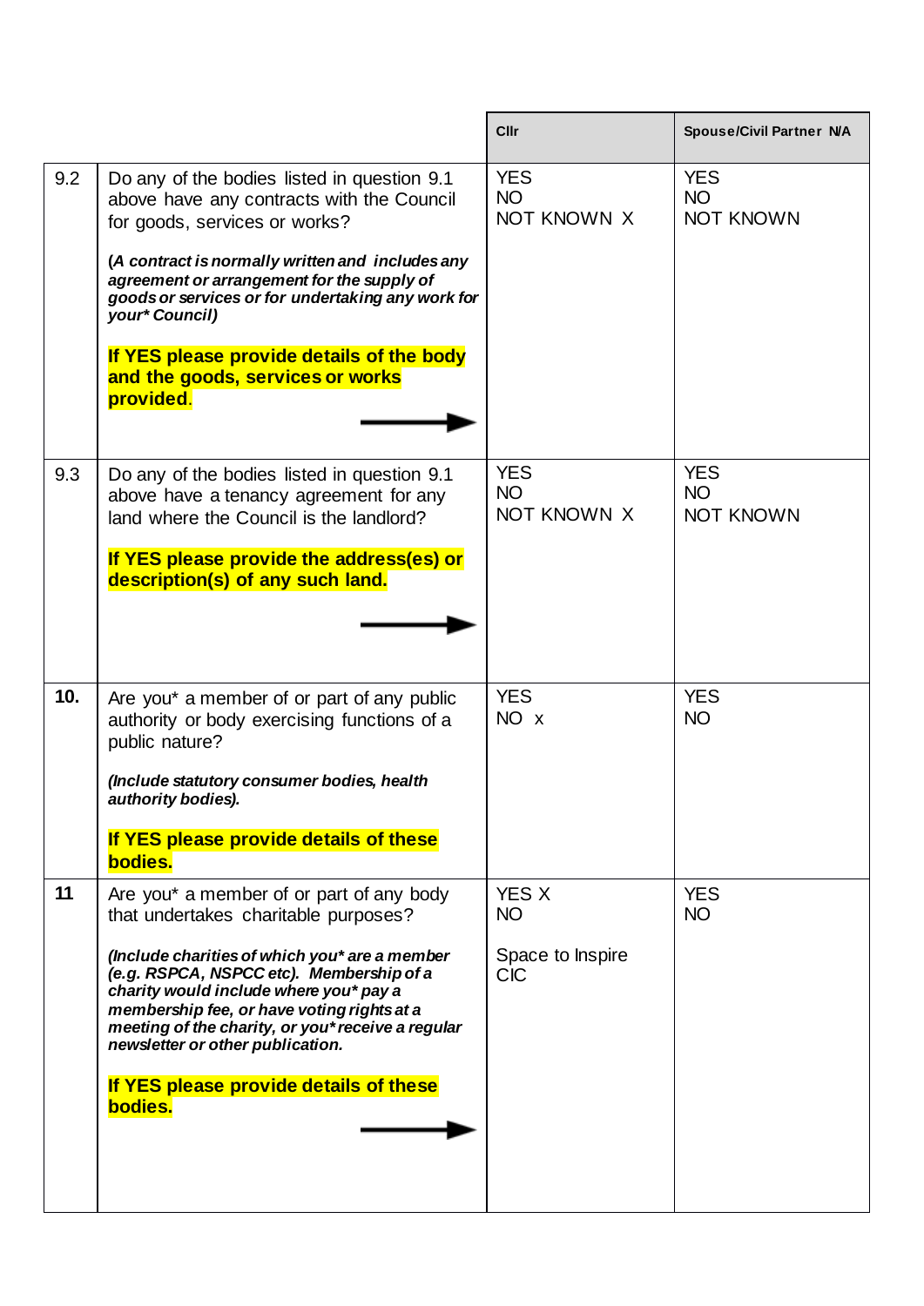| | | Cllr | Spouse/Civil Partner N/A |
|---|---|---|---|
| 9.2 | Do any of the bodies listed in question 9.1 above have any contracts with the Council for goods, services or works?<br><br>***(A contract is normally written and includes any agreement or arrangement for the supply of goods or services or for undertaking any work for your* Council)***<br><br>**If YES please provide details of the body and the goods, services or works provided.** → | YES<br>NO<br>NOT KNOWN X | YES<br>NO<br>NOT KNOWN |
| 9.3 | Do any of the bodies listed in question 9.1 above have a tenancy agreement for any land where the Council is the landlord?<br><br>**If YES please provide the address(es) or description(s) of any such land.** → | YES<br>NO<br>NOT KNOWN X | YES<br>NO<br>NOT KNOWN |
| **10.** | Are you* a member of or part of any public authority or body exercising functions of a public nature?<br><br>***(Include statutory consumer bodies, health authority bodies).***<br><br>**If YES please provide details of these bodies.** | YES<br>NO x | YES<br>NO |
| **11** | Are you* a member of or part of any body that undertakes charitable purposes?<br><br>***(Include charities of which you* are a member (e.g. RSPCA, NSPCC etc). Membership of a charity would include where you* pay a membership fee, or have voting rights at a meeting of the charity, or you* receive a regular newsletter or other publication.***<br><br>**If YES please provide details of these bodies.** → | YES X<br>NO<br><br>Space to Inspire CIC | YES<br>NO |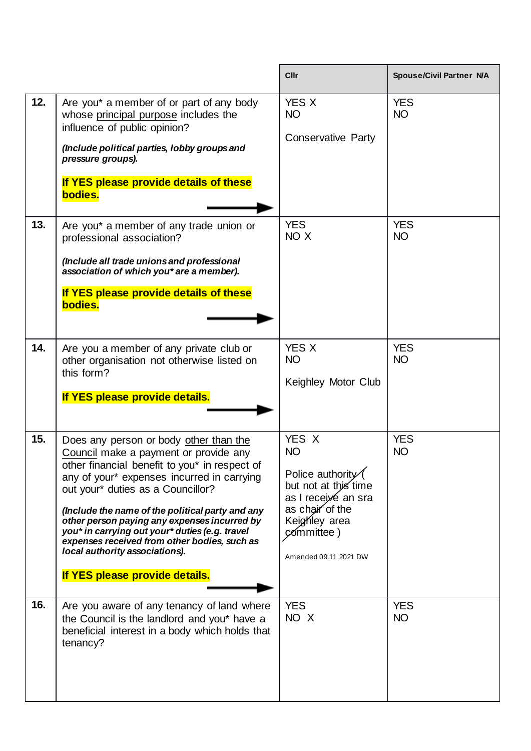| | | Cllr | Spouse/Civil Partner N/A |
|---|---|---|---|
| **12.** | Are you* a member of or part of any body whose principal purpose includes the influence of public opinion?<br><br>***(Include political parties, lobby groups and pressure groups).***<br><br>**If YES please provide details of these bodies.** → | YES X<br>NO<br><br>Conservative Party | YES<br>NO |
| **13.** | Are you* a member of any trade union or professional association?<br><br>***(Include all trade unions and professional association of which you* are a member).***<br><br>**If YES please provide details of these bodies.** → | YES<br>NO X | YES<br>NO |
| **14.** | Are you a member of any private club or other organisation not otherwise listed on this form?<br><br>**If YES please provide details.** → | YES X<br>NO<br><br>Keighley Motor Club | YES<br>NO |
| **15.** | Does any person or body other than the Council make a payment or provide any other financial benefit to you* in respect of any of your* expenses incurred in carrying out your* duties as a Councillor?<br><br>***(Include the name of the political party and any other person paying any expenses incurred by you* in carrying out your* duties (e.g. travel expenses received from other bodies, such as local authority associations).***<br><br>**If YES please provide details.** → | YES X<br>NO<br><br>~~Police authority ( but not at this time as I receive an sra as chair of the Keighley area committee )~~<br><br>Amended 09.11.2021 DW | YES<br>NO |
| **16.** | Are you aware of any tenancy of land where the Council is the landlord and you* have a beneficial interest in a body which holds that tenancy? | YES<br>NO X | YES<br>NO |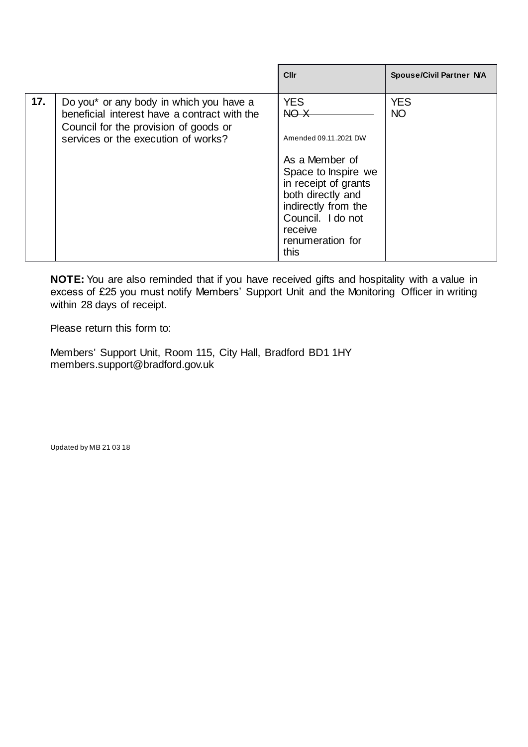| | | Cllr | Spouse/Civil Partner N/A |
|---|---|---|---|
| **17.** | Do you* or any body in which you have a beneficial interest have a contract with the Council for the provision of goods or services or the execution of works? | YES<br>~~NO X~~<br><br>Amended 09.11.2021 DW<br><br>As a Member of Space to Inspire we in receipt of grants both directly and indirectly from the Council. I do not receive renumeration for this | YES<br>NO |

**NOTE:** You are also reminded that if you have received gifts and hospitality with a value in excess of £25 you must notify Members' Support Unit and the Monitoring Officer in writing within 28 days of receipt.

Please return this form to:

Members' Support Unit, Room 115, City Hall, Bradford BD1 1HY
members.support@bradford.gov.uk

Updated by MB 21 03 18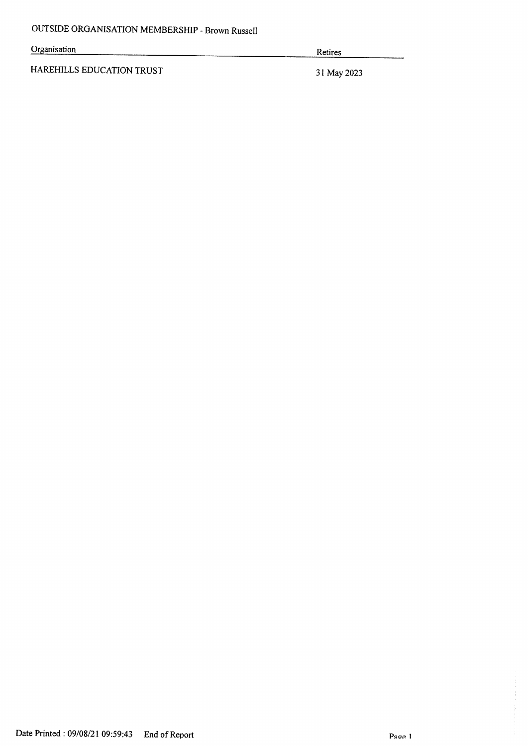OUTSIDE ORGANISATION MEMBERSHIP - Brown Russell

| Organisation | Retires |
| --- | --- |
| HAREHILLS EDUCATION TRUST | 31 May 2023 |

Date Printed : 09/08/21 09:59:43 End of Report